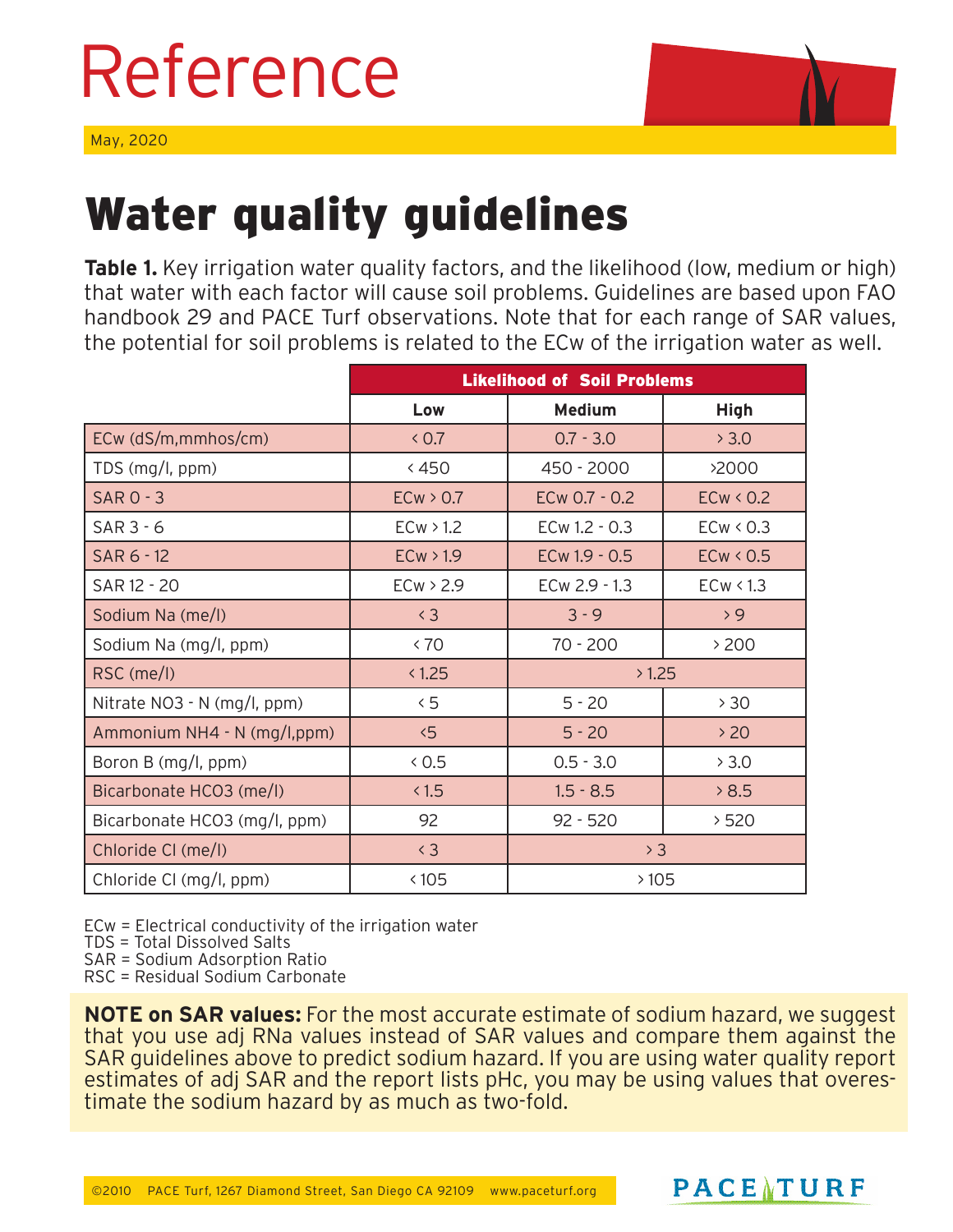# Reference

May, 2020

## Water quality guidelines

**Table 1.** Key irrigation water quality factors, and the likelihood (low, medium or high) that water with each factor will cause soil problems. Guidelines are based upon FAO handbook 29 and PACE Turf observations. Note that for each range of SAR values, the potential for soil problems is related to the ECw of the irrigation water as well.

| | Likelihood of Soil Problems | | |
|---|---|---|---|
| | **Low** | **Medium** | **High** |
| ECw (dS/m,mmhos/cm) | < 0.7 | 0.7 - 3.0 | > 3.0 |
| TDS (mg/l, ppm) | < 450 | 450 - 2000 | >2000 |
| SAR 0 - 3 | ECw > 0.7 | ECw 0.7 - 0.2 | ECw < 0.2 |
| SAR 3 - 6 | ECw > 1.2 | ECw 1.2 - 0.3 | ECw < 0.3 |
| SAR 6 - 12 | ECw > 1.9 | ECw 1.9 - 0.5 | ECw < 0.5 |
| SAR 12 - 20 | ECw > 2.9 | ECw 2.9 - 1.3 | ECw < 1.3 |
| Sodium Na (me/l) | < 3 | 3 - 9 | > 9 |
| Sodium Na (mg/l, ppm) | < 70 | 70 - 200 | > 200 |
| RSC (me/l) | < 1.25 | > 1.25 | |
| Nitrate NO3 - N (mg/l, ppm) | < 5 | 5 - 20 | > 30 |
| Ammonium NH4 - N (mg/l,ppm) | <5 | 5 - 20 | > 20 |
| Boron B (mg/l, ppm) | < 0.5 | 0.5 - 3.0 | > 3.0 |
| Bicarbonate HCO3 (me/l) | < 1.5 | 1.5 - 8.5 | > 8.5 |
| Bicarbonate HCO3 (mg/l, ppm) | 92 | 92 - 520 | > 520 |
| Chloride Cl (me/l) | < 3 | > 3 | |
| Chloride Cl (mg/l, ppm) | < 105 | > 105 | |

ECw = Electrical conductivity of the irrigation water
TDS = Total Dissolved Salts
SAR = Sodium Adsorption Ratio
RSC = Residual Sodium Carbonate

**NOTE on SAR values:** For the most accurate estimate of sodium hazard, we suggest that you use adj RNa values instead of SAR values and compare them against the SAR guidelines above to predict sodium hazard. If you are using water quality report estimates of adj SAR and the report lists pHc, you may be using values that overestimate the sodium hazard by as much as two-fold.

©2010 PACE Turf, 1267 Diamond Street, San Diego CA 92109 www.paceturf.org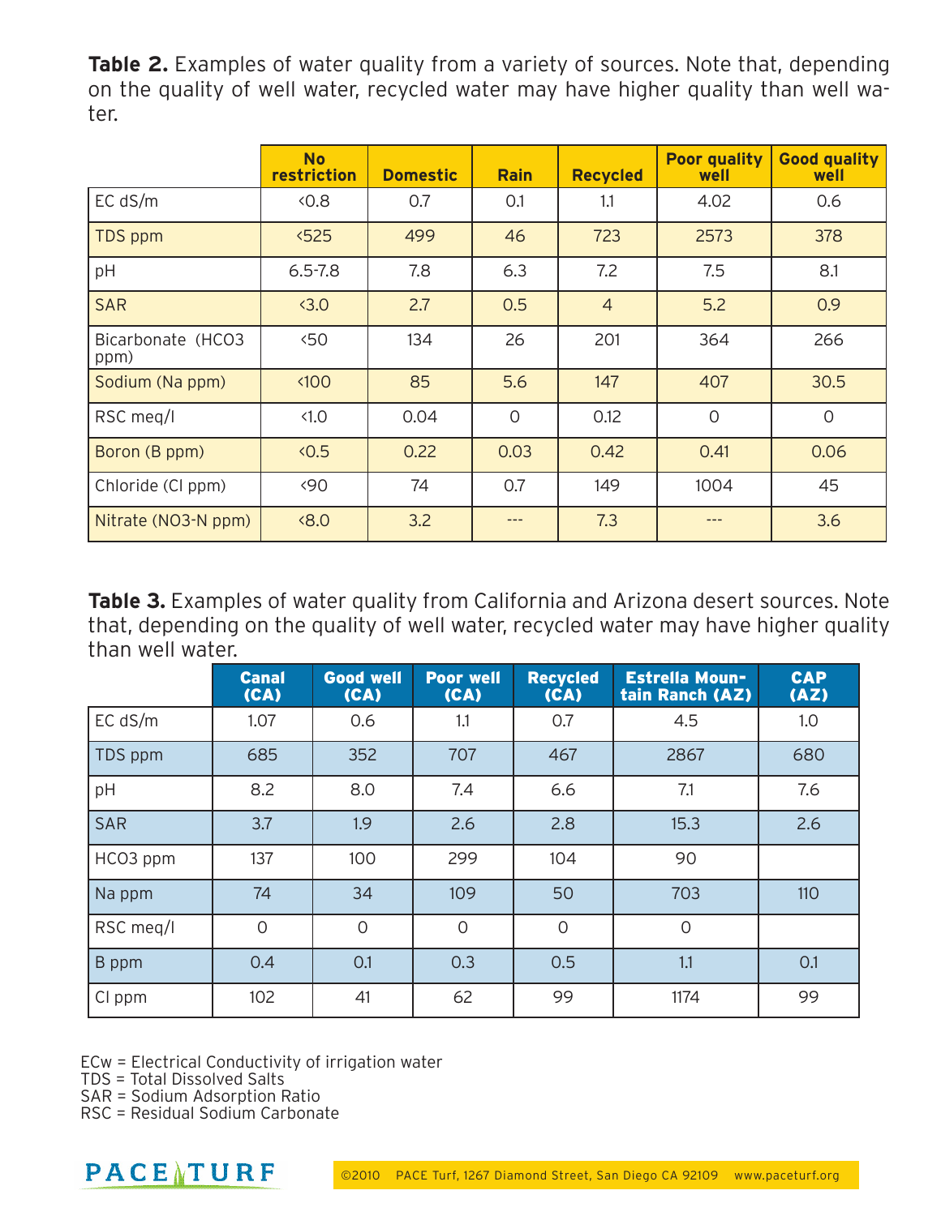**Table 2.** Examples of water quality from a variety of sources. Note that, depending on the quality of well water, recycled water may have higher quality than well water.

| | No restriction | Domestic | Rain | Recycled | Poor quality well | Good quality well |
|---|---|---|---|---|---|---|
| EC dS/m | <0.8 | 0.7 | 0.1 | 1.1 | 4.02 | 0.6 |
| TDS ppm | <525 | 499 | 46 | 723 | 2573 | 378 |
| pH | 6.5-7.8 | 7.8 | 6.3 | 7.2 | 7.5 | 8.1 |
| SAR | <3.0 | 2.7 | 0.5 | 4 | 5.2 | 0.9 |
| Bicarbonate (HCO3 ppm) | <50 | 134 | 26 | 201 | 364 | 266 |
| Sodium (Na ppm) | <100 | 85 | 5.6 | 147 | 407 | 30.5 |
| RSC meq/l | <1.0 | 0.04 | 0 | 0.12 | 0 | 0 |
| Boron (B ppm) | <0.5 | 0.22 | 0.03 | 0.42 | 0.41 | 0.06 |
| Chloride (Cl ppm) | <90 | 74 | 0.7 | 149 | 1004 | 45 |
| Nitrate (NO3-N ppm) | <8.0 | 3.2 | --- | 7.3 | --- | 3.6 |

**Table 3.** Examples of water quality from California and Arizona desert sources. Note that, depending on the quality of well water, recycled water may have higher quality than well water.

| | Canal (CA) | Good well (CA) | Poor well (CA) | Recycled (CA) | Estrella Mountain Ranch (AZ) | CAP (AZ) |
|---|---|---|---|---|---|---|
| EC dS/m | 1.07 | 0.6 | 1.1 | 0.7 | 4.5 | 1.0 |
| TDS ppm | 685 | 352 | 707 | 467 | 2867 | 680 |
| pH | 8.2 | 8.0 | 7.4 | 6.6 | 7.1 | 7.6 |
| SAR | 3.7 | 1.9 | 2.6 | 2.8 | 15.3 | 2.6 |
| HCO3 ppm | 137 | 100 | 299 | 104 | 90 | |
| Na ppm | 74 | 34 | 109 | 50 | 703 | 110 |
| RSC meq/l | 0 | 0 | 0 | 0 | 0 | |
| B ppm | 0.4 | 0.1 | 0.3 | 0.5 | 1.1 | 0.1 |
| Cl ppm | 102 | 41 | 62 | 99 | 1174 | 99 |

ECw = Electrical Conductivity of irrigation water
TDS = Total Dissolved Salts
SAR = Sodium Adsorption Ratio
RSC = Residual Sodium Carbonate

PACE TURF

©2010 PACE Turf, 1267 Diamond Street, San Diego CA 92109 www.paceturf.org